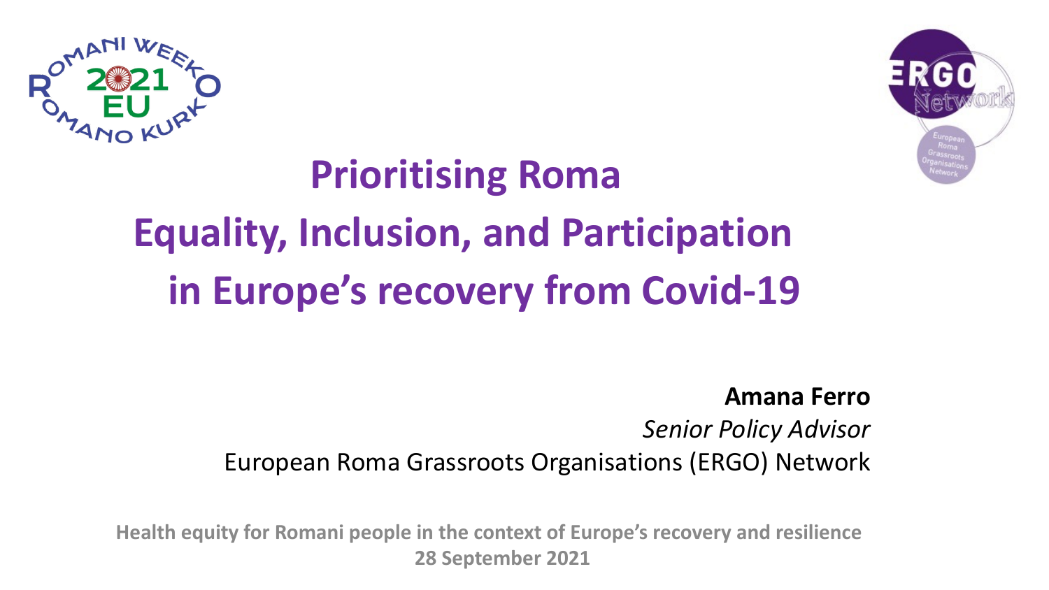# Prioritising Roma Equality, Inclusion, and Participation in Europe's recovery from Covid-19

**Amana Ferro**

*Senior Policy Advisor*

European Roma Grassroots Organisations (ERGO) Network

**Health equity for Romani people in the context of Europe's recovery and resilience**

**28 September 2021**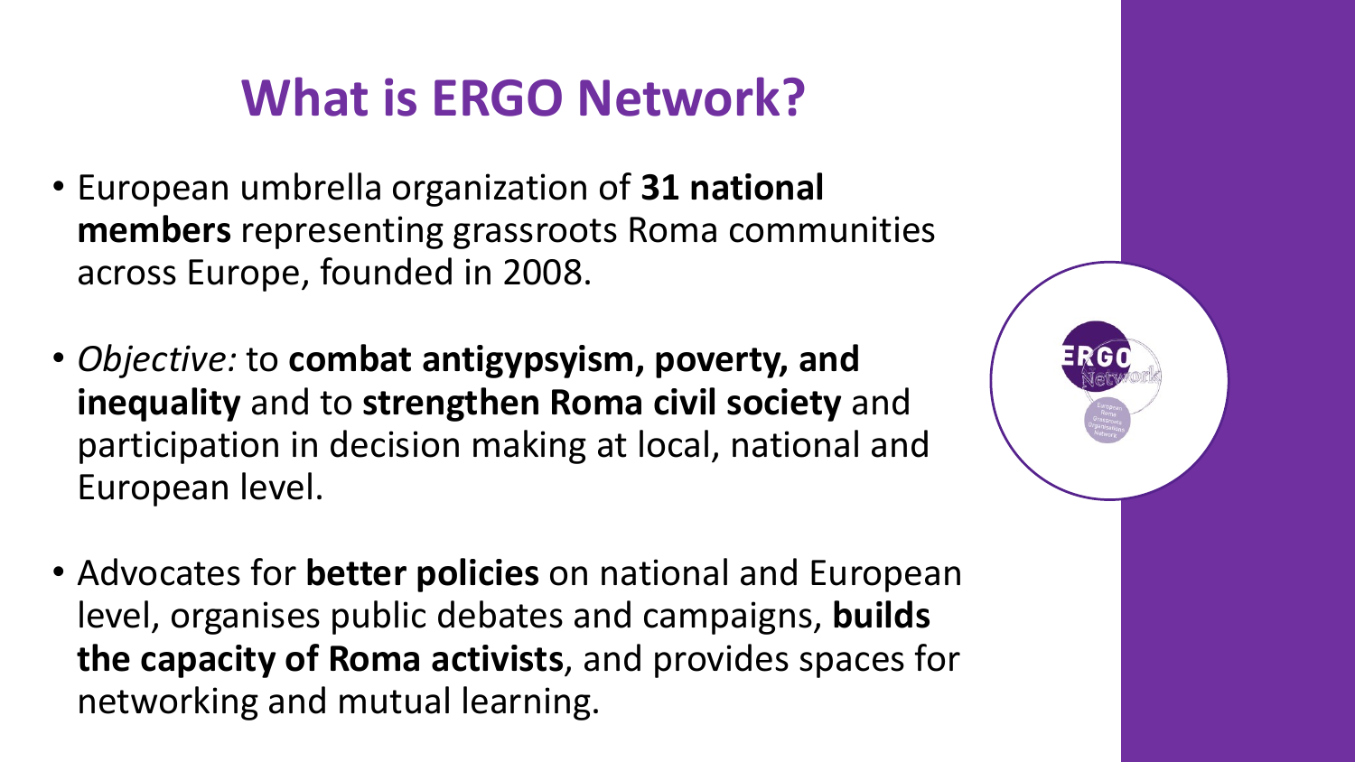# What is ERGO Network?

- European umbrella organization of **31 national members** representing grassroots Roma communities across Europe, founded in 2008.
- *Objective:* to **combat antigypsyism, poverty, and inequality** and to **strengthen Roma civil society** and participation in decision making at local, national and European level.
- Advocates for **better policies** on national and European level, organises public debates and campaigns, **builds the capacity of Roma activists**, and provides spaces for networking and mutual learning.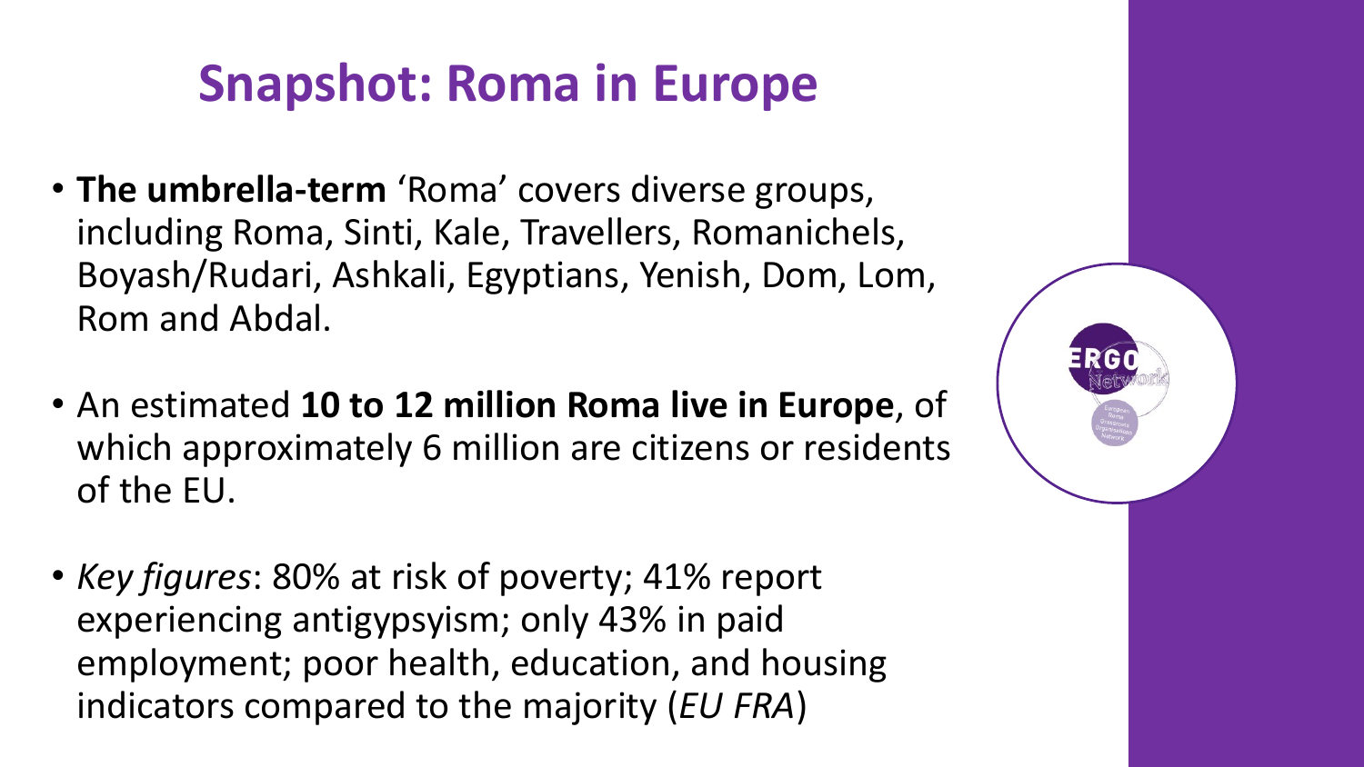# Snapshot: Roma in Europe

- **The umbrella-term** 'Roma' covers diverse groups, including Roma, Sinti, Kale, Travellers, Romanichels, Boyash/Rudari, Ashkali, Egyptians, Yenish, Dom, Lom, Rom and Abdal.
- An estimated **10 to 12 million Roma live in Europe**, of which approximately 6 million are citizens or residents of the EU.
- *Key figures*: 80% at risk of poverty; 41% report experiencing antigypsyism; only 43% in paid employment; poor health, education, and housing indicators compared to the majority (*EU FRA*)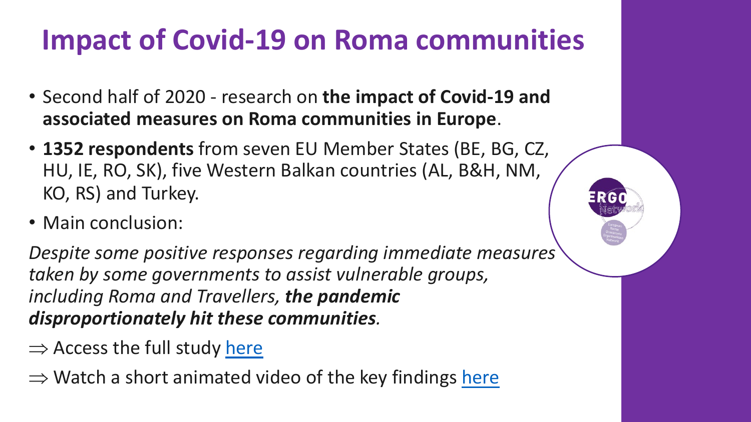# Impact of Covid-19 on Roma communities

- Second half of 2020 - research on **the impact of Covid-19 and associated measures on Roma communities in Europe**.
- **1352 respondents** from seven EU Member States (BE, BG, CZ, HU, IE, RO, SK), five Western Balkan countries (AL, B&H, NM, KO, RS) and Turkey.
- Main conclusion:

*Despite some positive responses regarding immediate measures taken by some governments to assist vulnerable groups, including Roma and Travellers, **the pandemic disproportionately hit these communities**.*

⇒ Access the full study here

⇒ Watch a short animated video of the key findings here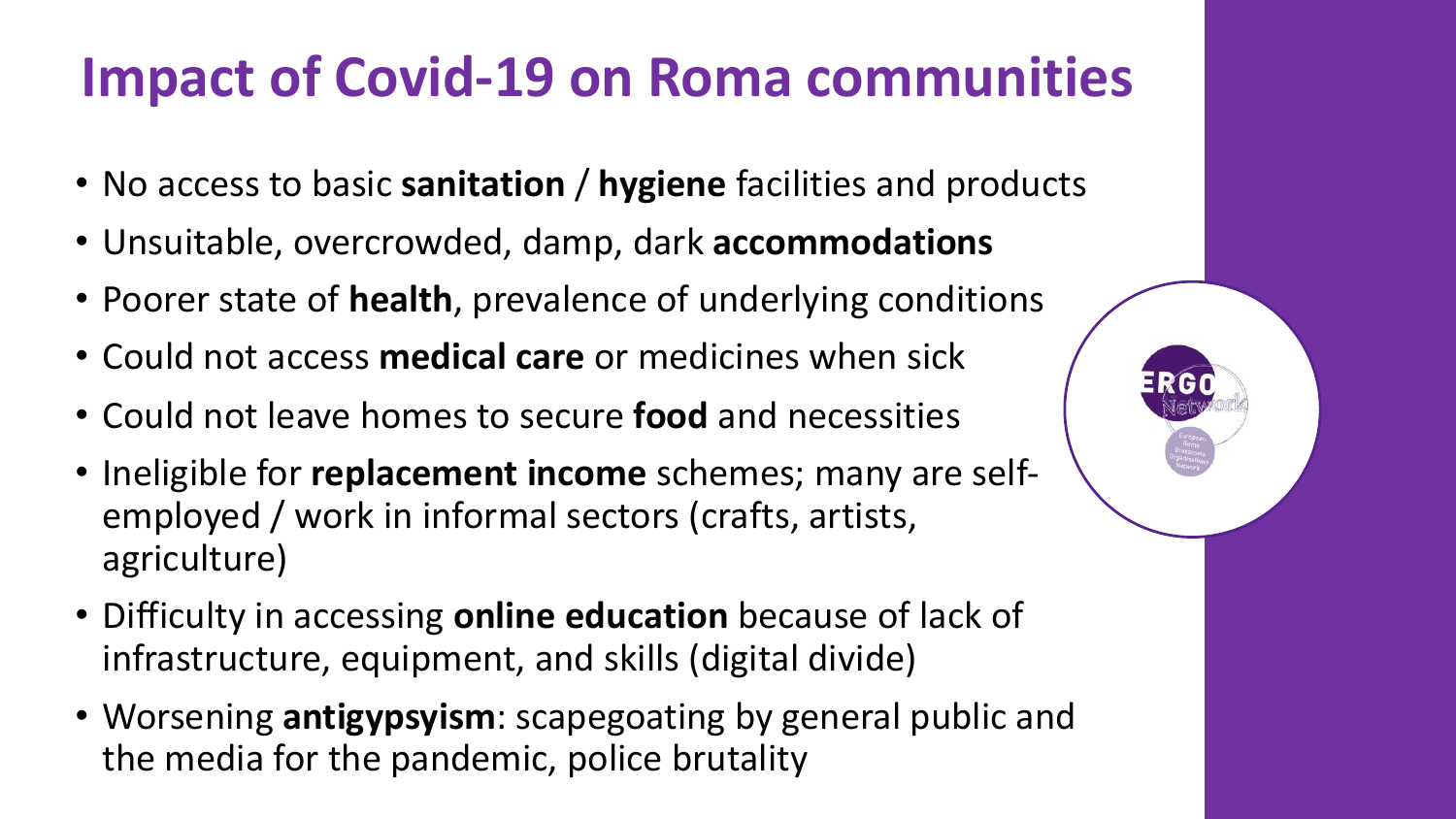# Impact of Covid-19 on Roma communities

- No access to basic **sanitation** / **hygiene** facilities and products
- Unsuitable, overcrowded, damp, dark **accommodations**
- Poorer state of **health**, prevalence of underlying conditions
- Could not access **medical care** or medicines when sick
- Could not leave homes to secure **food** and necessities
- Ineligible for **replacement income** schemes; many are self-employed / work in informal sectors (crafts, artists, agriculture)
- Difficulty in accessing **online education** because of lack of infrastructure, equipment, and skills (digital divide)
- Worsening **antigypsyism**: scapegoating by general public and the media for the pandemic, police brutality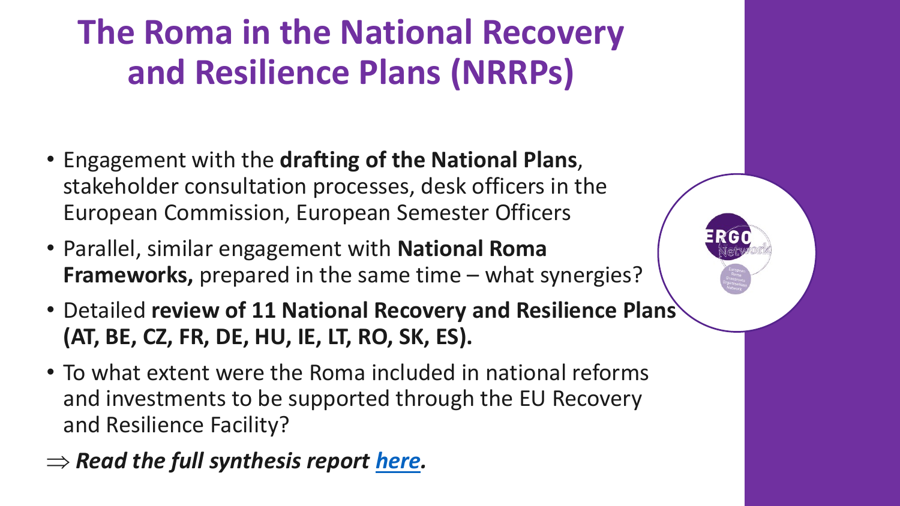# The Roma in the National Recovery and Resilience Plans (NRRPs)

- Engagement with the **drafting of the National Plans**, stakeholder consultation processes, desk officers in the European Commission, European Semester Officers
- Parallel, similar engagement with **National Roma Frameworks,** prepared in the same time – what synergies?
- Detailed **review of 11 National Recovery and Resilience Plans (AT, BE, CZ, FR, DE, HU, IE, LT, RO, SK, ES).**
- To what extent were the Roma included in national reforms and investments to be supported through the EU Recovery and Resilience Facility?

⇒ ***Read the full synthesis report here.***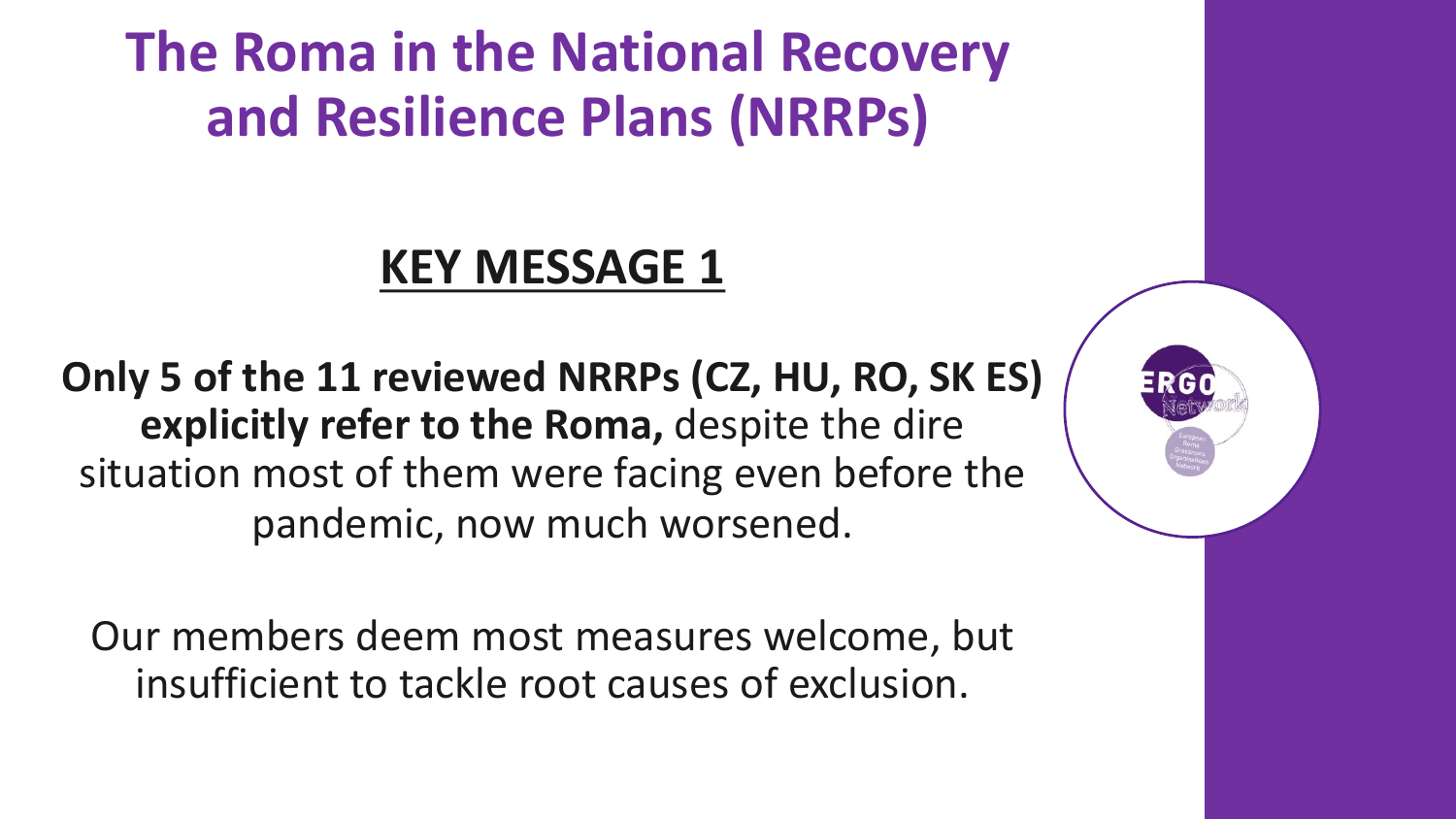# The Roma in the National Recovery and Resilience Plans (NRRPs)

## KEY MESSAGE 1

**Only 5 of the 11 reviewed NRRPs (CZ, HU, RO, SK ES) explicitly refer to the Roma,** despite the dire situation most of them were facing even before the pandemic, now much worsened.

Our members deem most measures welcome, but insufficient to tackle root causes of exclusion.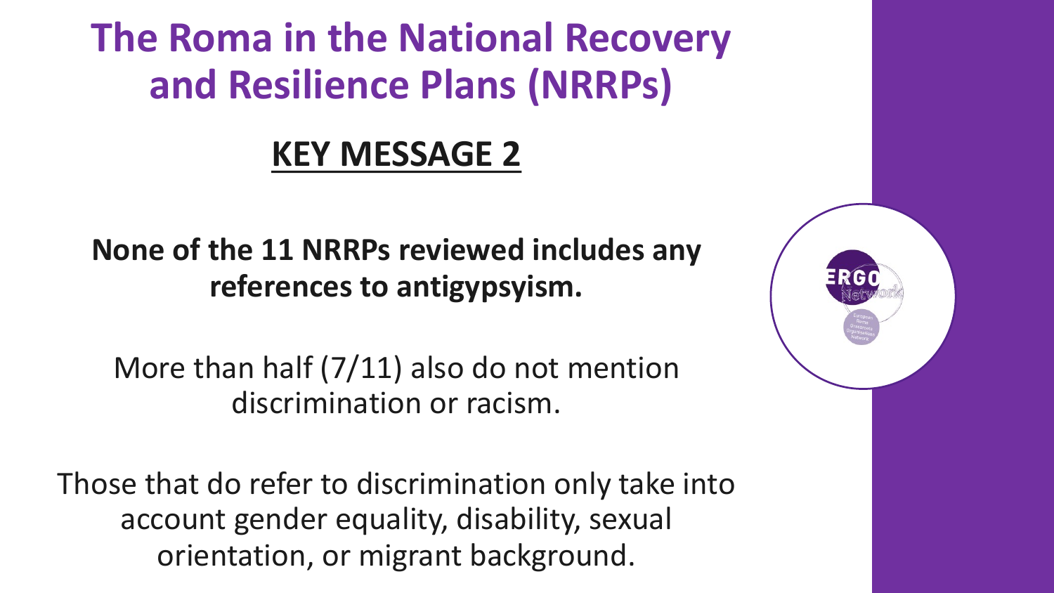# The Roma in the National Recovery and Resilience Plans (NRRPs)

## KEY MESSAGE 2

**None of the 11 NRRPs reviewed includes any references to antigypsyism.**

More than half (7/11) also do not mention discrimination or racism.

Those that do refer to discrimination only take into account gender equality, disability, sexual orientation, or migrant background.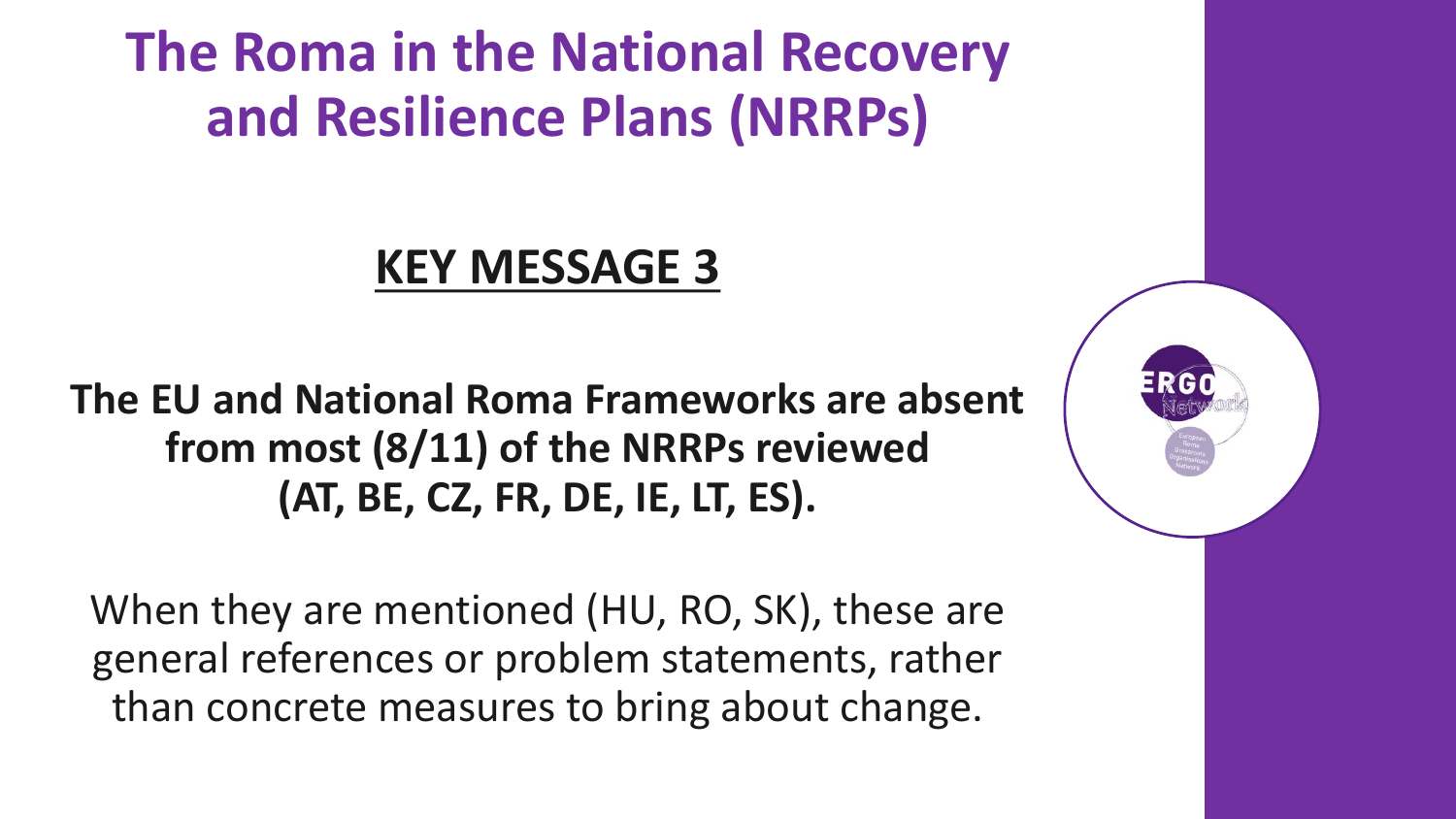# The Roma in the National Recovery and Resilience Plans (NRRPs)

## KEY MESSAGE 3

**The EU and National Roma Frameworks are absent from most (8/11) of the NRRPs reviewed (AT, BE, CZ, FR, DE, IE, LT, ES).**

When they are mentioned (HU, RO, SK), these are general references or problem statements, rather than concrete measures to bring about change.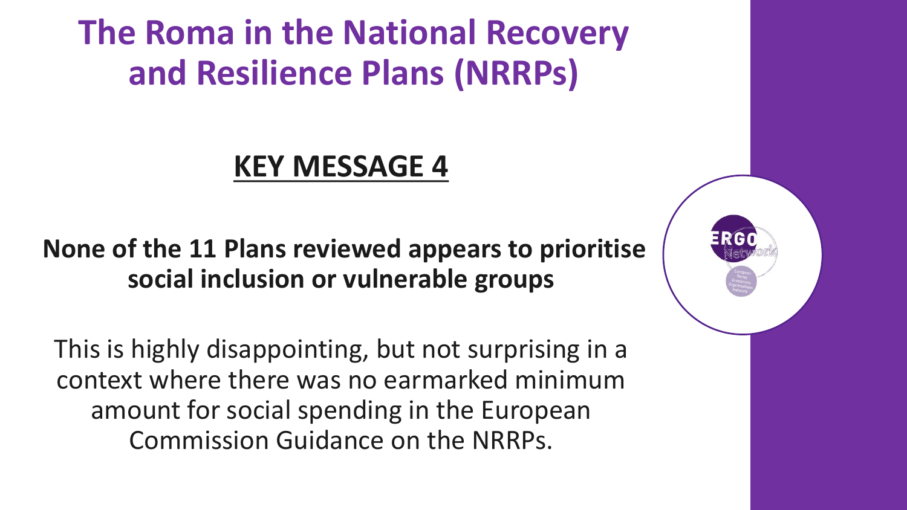# The Roma in the National Recovery and Resilience Plans (NRRPs)

## KEY MESSAGE 4

**None of the 11 Plans reviewed appears to prioritise social inclusion or vulnerable groups**

This is highly disappointing, but not surprising in a context where there was no earmarked minimum amount for social spending in the European Commission Guidance on the NRRPs.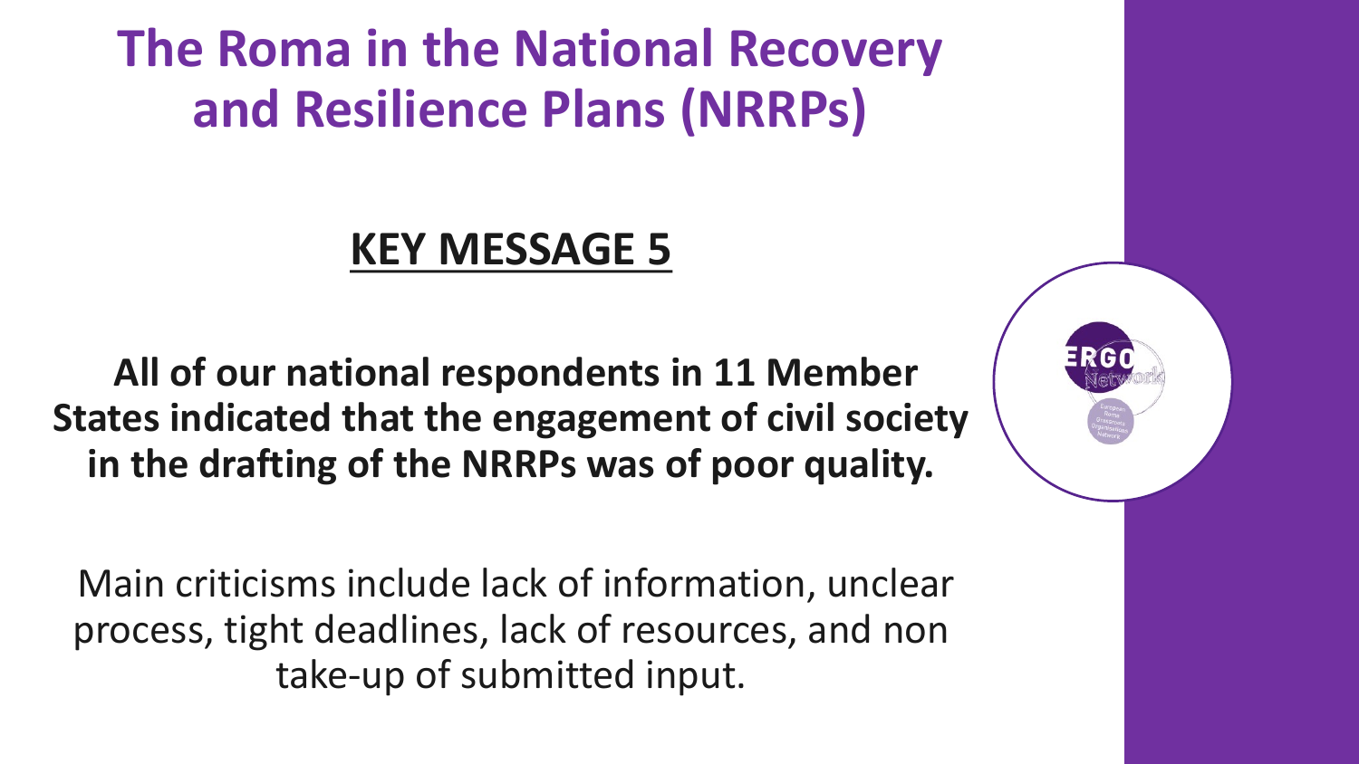# The Roma in the National Recovery and Resilience Plans (NRRPs)

## KEY MESSAGE 5

**All of our national respondents in 11 Member States indicated that the engagement of civil society in the drafting of the NRRPs was of poor quality.**

Main criticisms include lack of information, unclear process, tight deadlines, lack of resources, and non take-up of submitted input.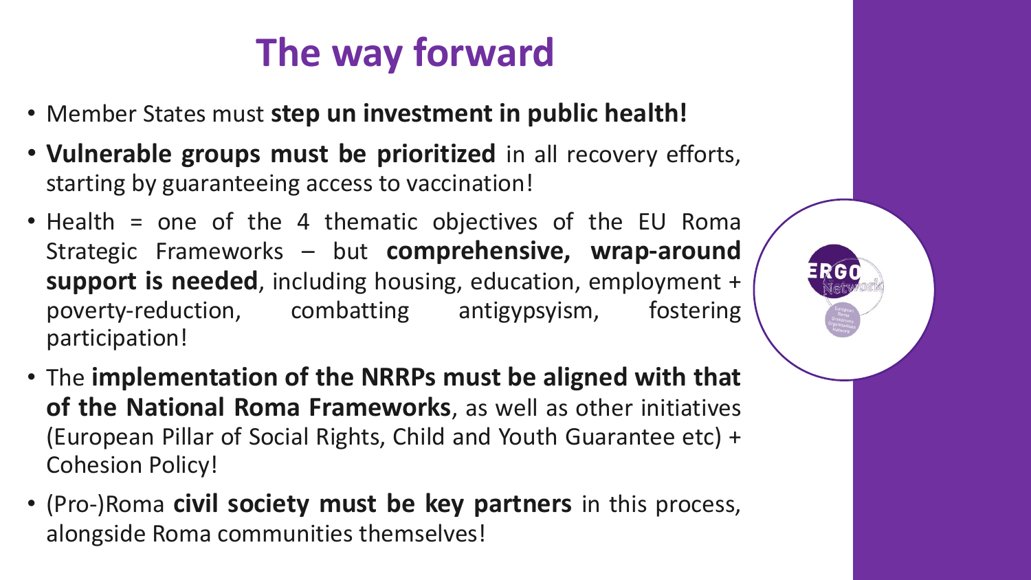# The way forward

- Member States must **step un investment in public health!**
- **Vulnerable groups must be prioritized** in all recovery efforts, starting by guaranteeing access to vaccination!
- Health = one of the 4 thematic objectives of the EU Roma Strategic Frameworks – but **comprehensive, wrap-around support is needed**, including housing, education, employment + poverty-reduction, combatting antigypsyism, fostering participation!
- The **implementation of the NRRPs must be aligned with that of the National Roma Frameworks**, as well as other initiatives (European Pillar of Social Rights, Child and Youth Guarantee etc) + Cohesion Policy!
- (Pro-)Roma **civil society must be key partners** in this process, alongside Roma communities themselves!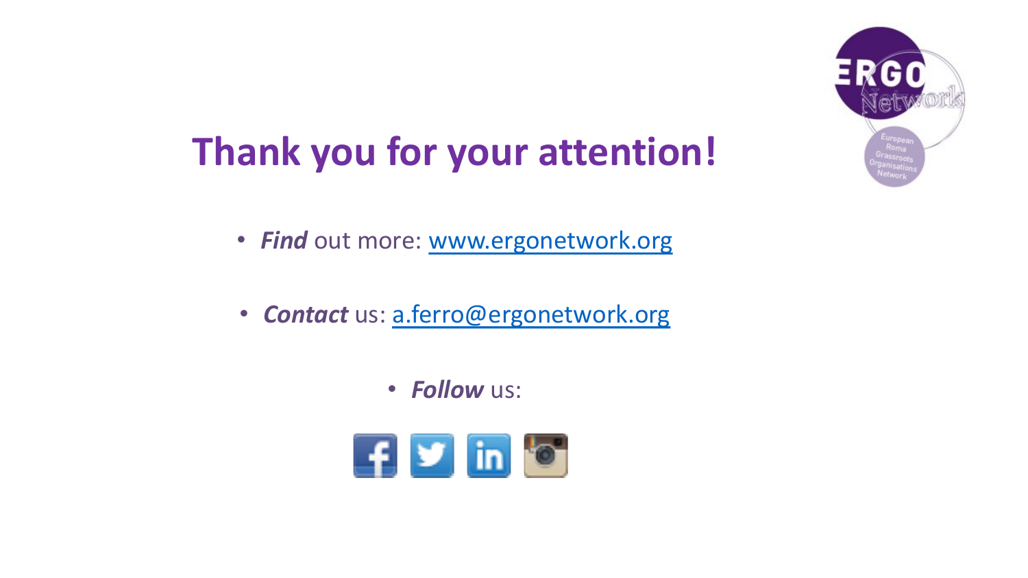# Thank you for your attention!

- ***Find*** out more: www.ergonetwork.org
- ***Contact*** us: a.ferro@ergonetwork.org
- ***Follow*** us: